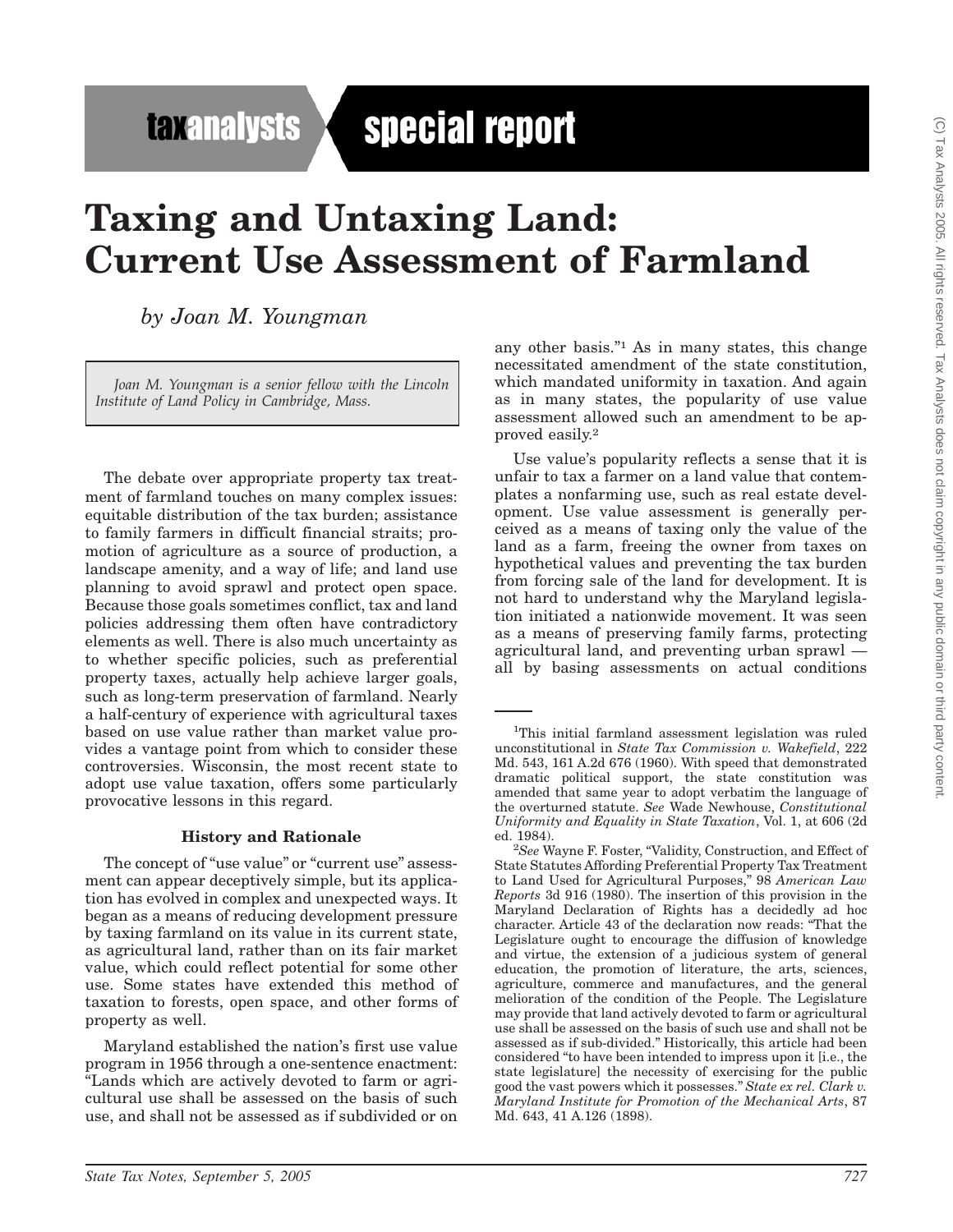taxanalysts special report

# Taxing and Untaxing Land: Current Use Assessment of Farmland

*by Joan M. Youngman*

*Joan M. Youngman is a senior fellow with the Lincoln Institute of Land Policy in Cambridge, Mass.*

The debate over appropriate property tax treatment of farmland touches on many complex issues: equitable distribution of the tax burden; assistance to family farmers in difficult financial straits; promotion of agriculture as a source of production, a landscape amenity, and a way of life; and land use planning to avoid sprawl and protect open space. Because those goals sometimes conflict, tax and land policies addressing them often have contradictory elements as well. There is also much uncertainty as to whether specific policies, such as preferential property taxes, actually help achieve larger goals, such as long-term preservation of farmland. Nearly a half-century of experience with agricultural taxes based on use value rather than market value provides a vantage point from which to consider these controversies. Wisconsin, the most recent state to adopt use value taxation, offers some particularly provocative lessons in this regard.

## History and Rationale

The concept of "use value" or "current use" assessment can appear deceptively simple, but its application has evolved in complex and unexpected ways. It began as a means of reducing development pressure by taxing farmland on its value in its current state, as agricultural land, rather than on its fair market value, which could reflect potential for some other use. Some states have extended this method of taxation to forests, open space, and other forms of property as well.

Maryland established the nation's first use value program in 1956 through a one-sentence enactment: "Lands which are actively devoted to farm or agricultural use shall be assessed on the basis of such use, and shall not be assessed as if subdivided or on any other basis."[1] As in many states, this change necessitated amendment of the state constitution, which mandated uniformity in taxation. And again as in many states, the popularity of use value assessment allowed such an amendment to be approved easily.[2]

Use value's popularity reflects a sense that it is unfair to tax a farmer on a land value that contemplates a nonfarming use, such as real estate development. Use value assessment is generally perceived as a means of taxing only the value of the land as a farm, freeing the owner from taxes on hypothetical values and preventing the tax burden from forcing sale of the land for development. It is not hard to understand why the Maryland legislation initiated a nationwide movement. It was seen as a means of preserving family farms, protecting agricultural land, and preventing urban sprawl — all by basing assessments on actual conditions

---

[1] This initial farmland assessment legislation was ruled unconstitutional in *State Tax Commission v. Wakefield*, 222 Md. 543, 161 A.2d 676 (1960). With speed that demonstrated dramatic political support, the state constitution was amended that same year to adopt verbatim the language of the overturned statute. *See* Wade Newhouse, *Constitutional Uniformity and Equality in State Taxation*, Vol. 1, at 606 (2d ed. 1984).

[2] *See* Wayne F. Foster, "Validity, Construction, and Effect of State Statutes Affording Preferential Property Tax Treatment to Land Used for Agricultural Purposes," 98 *American Law Reports* 3d 916 (1980). The insertion of this provision in the Maryland Declaration of Rights has a decidedly ad hoc character. Article 43 of the declaration now reads: "That the Legislature ought to encourage the diffusion of knowledge and virtue, the extension of a judicious system of general education, the promotion of literature, the arts, sciences, agriculture, commerce and manufactures, and the general melioration of the condition of the People. The Legislature may provide that land actively devoted to farm or agricultural use shall be assessed on the basis of such use and shall not be assessed as if sub-divided." Historically, this article had been considered "to have been intended to impress upon it [i.e., the state legislature] the necessity of exercising for the public good the vast powers which it possesses." *State ex rel. Clark v. Maryland Institute for Promotion of the Mechanical Arts*, 87 Md. 643, 41 A.126 (1898).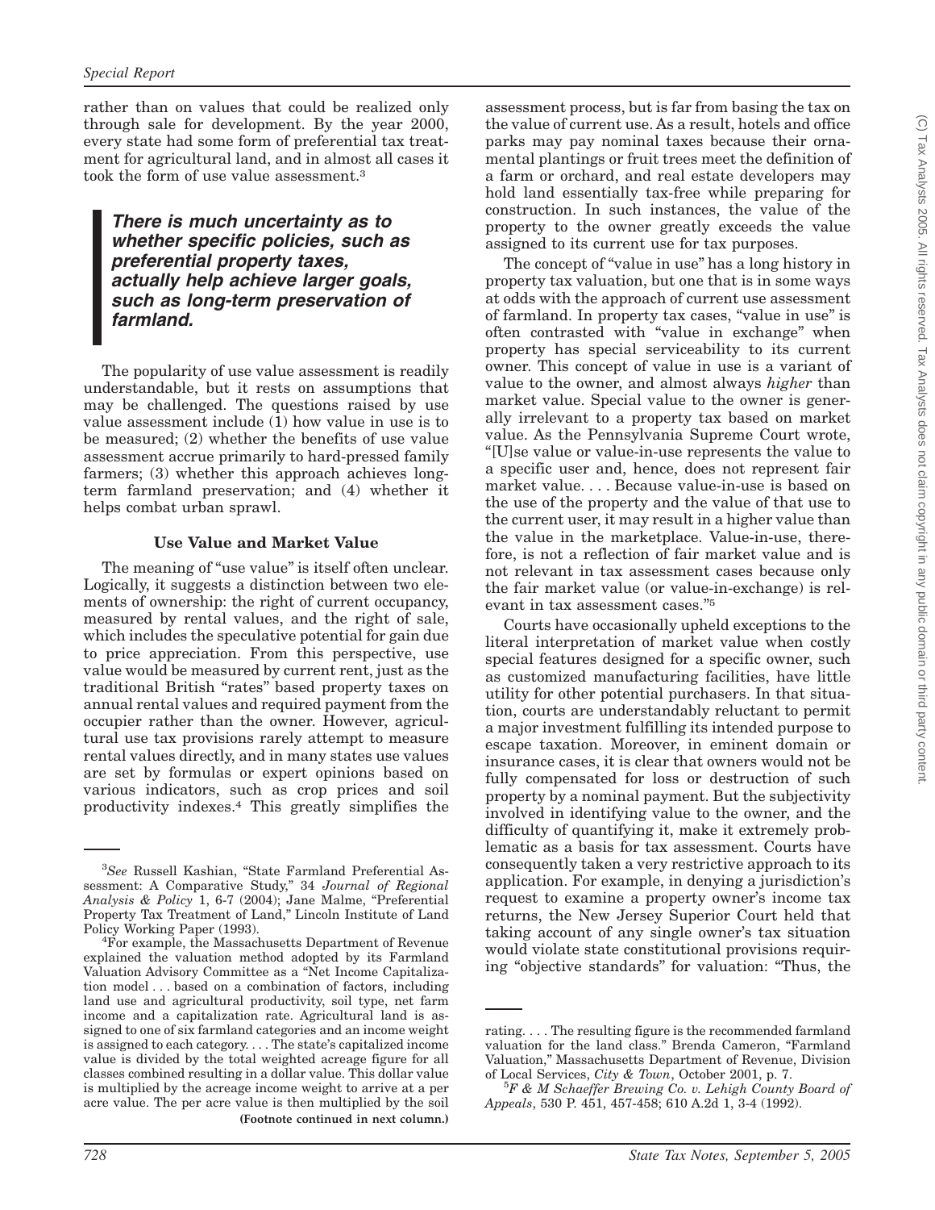rather than on values that could be realized only through sale for development. By the year 2000, every state had some form of preferential tax treatment for agricultural land, and in almost all cases it took the form of use value assessment.[3]

> ***There is much uncertainty as to whether specific policies, such as preferential property taxes, actually help achieve larger goals, such as long-term preservation of farmland.***

The popularity of use value assessment is readily understandable, but it rests on assumptions that may be challenged. The questions raised by use value assessment include (1) how value in use is to be measured; (2) whether the benefits of use value assessment accrue primarily to hard-pressed family farmers; (3) whether this approach achieves long-term farmland preservation; and (4) whether it helps combat urban sprawl.

### Use Value and Market Value

The meaning of "use value" is itself often unclear. Logically, it suggests a distinction between two elements of ownership: the right of current occupancy, measured by rental values, and the right of sale, which includes the speculative potential for gain due to price appreciation. From this perspective, use value would be measured by current rent, just as the traditional British "rates" based property taxes on annual rental values and required payment from the occupier rather than the owner. However, agricultural use tax provisions rarely attempt to measure rental values directly, and in many states use values are set by formulas or expert opinions based on various indicators, such as crop prices and soil productivity indexes.[4] This greatly simplifies the assessment process, but is far from basing the tax on the value of current use. As a result, hotels and office parks may pay nominal taxes because their ornamental plantings or fruit trees meet the definition of a farm or orchard, and real estate developers may hold land essentially tax-free while preparing for construction. In such instances, the value of the property to the owner greatly exceeds the value assigned to its current use for tax purposes.

The concept of "value in use" has a long history in property tax valuation, but one that is in some ways at odds with the approach of current use assessment of farmland. In property tax cases, "value in use" is often contrasted with "value in exchange" when property has special serviceability to its current owner. This concept of value in use is a variant of value to the owner, and almost always *higher* than market value. Special value to the owner is generally irrelevant to a property tax based on market value. As the Pennsylvania Supreme Court wrote, "[U]se value or value-in-use represents the value to a specific user and, hence, does not represent fair market value. . . . Because value-in-use is based on the use of the property and the value of that use to the current user, it may result in a higher value than the value in the marketplace. Value-in-use, therefore, is not a reflection of fair market value and is not relevant in tax assessment cases because only the fair market value (or value-in-exchange) is relevant in tax assessment cases."[5]

Courts have occasionally upheld exceptions to the literal interpretation of market value when costly special features designed for a specific owner, such as customized manufacturing facilities, have little utility for other potential purchasers. In that situation, courts are understandably reluctant to permit a major investment fulfilling its intended purpose to escape taxation. Moreover, in eminent domain or insurance cases, it is clear that owners would not be fully compensated for loss or destruction of such property by a nominal payment. But the subjectivity involved in identifying value to the owner, and the difficulty of quantifying it, make it extremely problematic as a basis for tax assessment. Courts have consequently taken a very restrictive approach to its application. For example, in denying a jurisdiction's request to examine a property owner's income tax returns, the New Jersey Superior Court held that taking account of any single owner's tax situation would violate state constitutional provisions requiring "objective standards" for valuation: "Thus, the

---

[3]*See* Russell Kashian, "State Farmland Preferential Assessment: A Comparative Study," 34 *Journal of Regional Analysis & Policy* 1, 6-7 (2004); Jane Malme, "Preferential Property Tax Treatment of Land," Lincoln Institute of Land Policy Working Paper (1993).

[4]For example, the Massachusetts Department of Revenue explained the valuation method adopted by its Farmland Valuation Advisory Committee as a "Net Income Capitalization model . . . based on a combination of factors, including land use and agricultural productivity, soil type, net farm income and a capitalization rate. Agricultural land is assigned to one of six farmland categories and an income weight is assigned to each category. . . . The state's capitalized income value is divided by the total weighted acreage figure for all classes combined resulting in a dollar value. This dollar value is multiplied by the acreage income weight to arrive at a per acre value. The per acre value is then multiplied by the soil rating. . . . The resulting figure is the recommended farmland valuation for the land class." Brenda Cameron, "Farmland Valuation," Massachusetts Department of Revenue, Division of Local Services, *City & Town*, October 2001, p. 7.

[5]*F & M Schaeffer Brewing Co. v. Lehigh County Board of Appeals*, 530 P. 451, 457-458; 610 A.2d 1, 3-4 (1992).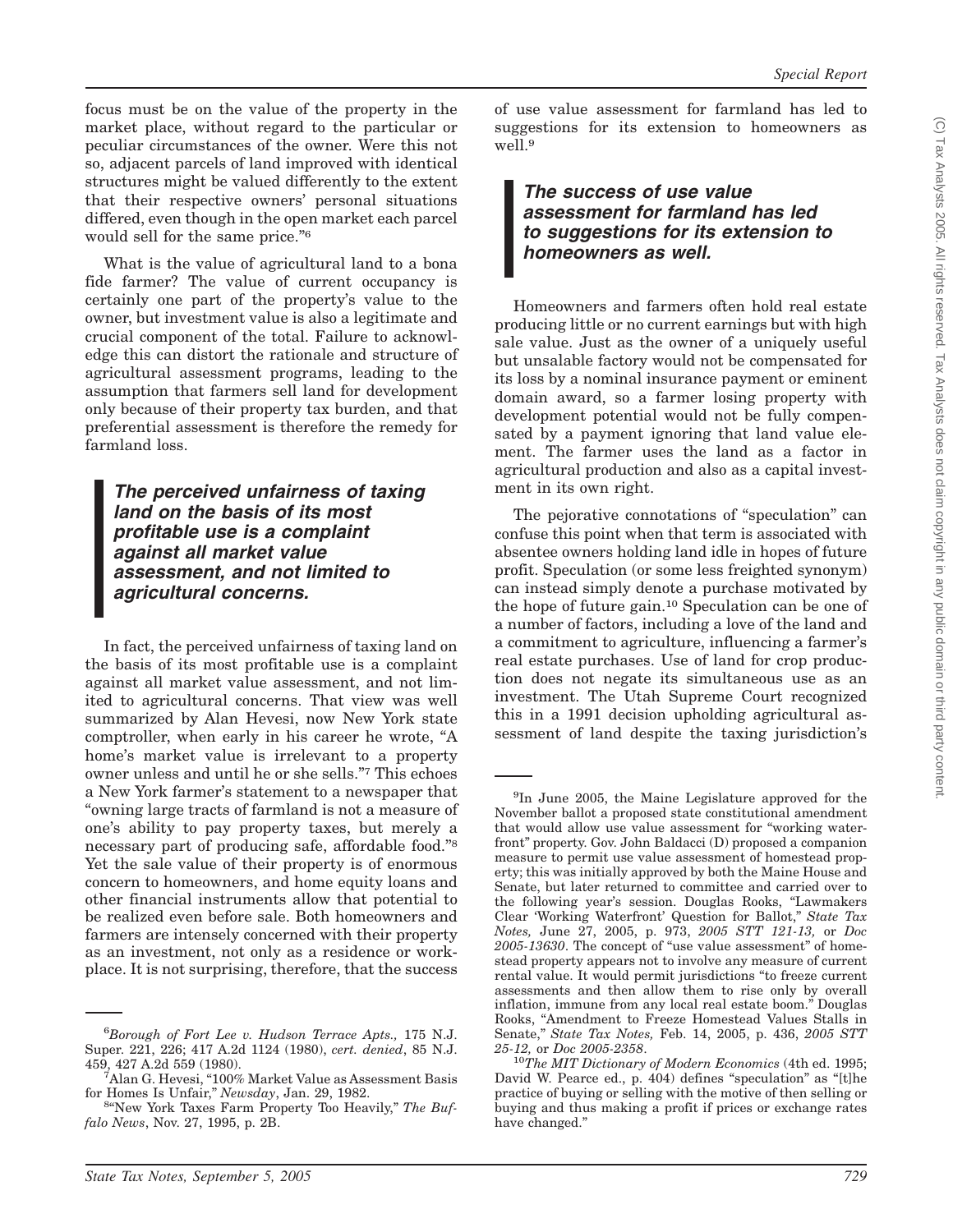focus must be on the value of the property in the market place, without regard to the particular or peculiar circumstances of the owner. Were this not so, adjacent parcels of land improved with identical structures might be valued differently to the extent that their respective owners' personal situations differed, even though in the open market each parcel would sell for the same price."[6]

What is the value of agricultural land to a bona fide farmer? The value of current occupancy is certainly one part of the property's value to the owner, but investment value is also a legitimate and crucial component of the total. Failure to acknowledge this can distort the rationale and structure of agricultural assessment programs, leading to the assumption that farmers sell land for development only because of their property tax burden, and that preferential assessment is therefore the remedy for farmland loss.

> ***The perceived unfairness of taxing land on the basis of its most profitable use is a complaint against all market value assessment, and not limited to agricultural concerns.***

In fact, the perceived unfairness of taxing land on the basis of its most profitable use is a complaint against all market value assessment, and not limited to agricultural concerns. That view was well summarized by Alan Hevesi, now New York state comptroller, when early in his career he wrote, "A home's market value is irrelevant to a property owner unless and until he or she sells."[7] This echoes a New York farmer's statement to a newspaper that "owning large tracts of farmland is not a measure of one's ability to pay property taxes, but merely a necessary part of producing safe, affordable food."[8] Yet the sale value of their property is of enormous concern to homeowners, and home equity loans and other financial instruments allow that potential to be realized even before sale. Both homeowners and farmers are intensely concerned with their property as an investment, not only as a residence or workplace. It is not surprising, therefore, that the success of use value assessment for farmland has led to suggestions for its extension to homeowners as well.[9]

> ***The success of use value assessment for farmland has led to suggestions for its extension to homeowners as well.***

Homeowners and farmers often hold real estate producing little or no current earnings but with high sale value. Just as the owner of a uniquely useful but unsalable factory would not be compensated for its loss by a nominal insurance payment or eminent domain award, so a farmer losing property with development potential would not be fully compensated by a payment ignoring that land value element. The farmer uses the land as a factor in agricultural production and also as a capital investment in its own right.

The pejorative connotations of "speculation" can confuse this point when that term is associated with absentee owners holding land idle in hopes of future profit. Speculation (or some less freighted synonym) can instead simply denote a purchase motivated by the hope of future gain.[10] Speculation can be one of a number of factors, including a love of the land and a commitment to agriculture, influencing a farmer's real estate purchases. Use of land for crop production does not negate its simultaneous use as an investment. The Utah Supreme Court recognized this in a 1991 decision upholding agricultural assessment of land despite the taxing jurisdiction's

---

[6] *Borough of Fort Lee v. Hudson Terrace Apts.,* 175 N.J. Super. 221, 226; 417 A.2d 1124 (1980), *cert. denied*, 85 N.J. 459, 427 A.2d 559 (1980).

[7] Alan G. Hevesi, "100% Market Value as Assessment Basis for Homes Is Unfair," *Newsday*, Jan. 29, 1982.

[8] "New York Taxes Farm Property Too Heavily," *The Buffalo News*, Nov. 27, 1995, p. 2B.

[9] In June 2005, the Maine Legislature approved for the November ballot a proposed state constitutional amendment that would allow use value assessment for "working waterfront" property. Gov. John Baldacci (D) proposed a companion measure to permit use value assessment of homestead property; this was initially approved by both the Maine House and Senate, but later returned to committee and carried over to the following year's session. Douglas Rooks, "Lawmakers Clear 'Working Waterfront' Question for Ballot," *State Tax Notes,* June 27, 2005, p. 973, *2005 STT 121-13,* or *Doc 2005-13630*. The concept of "use value assessment" of homestead property appears not to involve any measure of current rental value. It would permit jurisdictions "to freeze current assessments and then allow them to rise only by overall inflation, immune from any local real estate boom." Douglas Rooks, "Amendment to Freeze Homestead Values Stalls in Senate," *State Tax Notes,* Feb. 14, 2005, p. 436, *2005 STT 25-12,* or *Doc 2005-2358*.

[10] *The MIT Dictionary of Modern Economics* (4th ed. 1995; David W. Pearce ed., p. 404) defines "speculation" as "[t]he practice of buying or selling with the motive of then selling or buying and thus making a profit if prices or exchange rates have changed."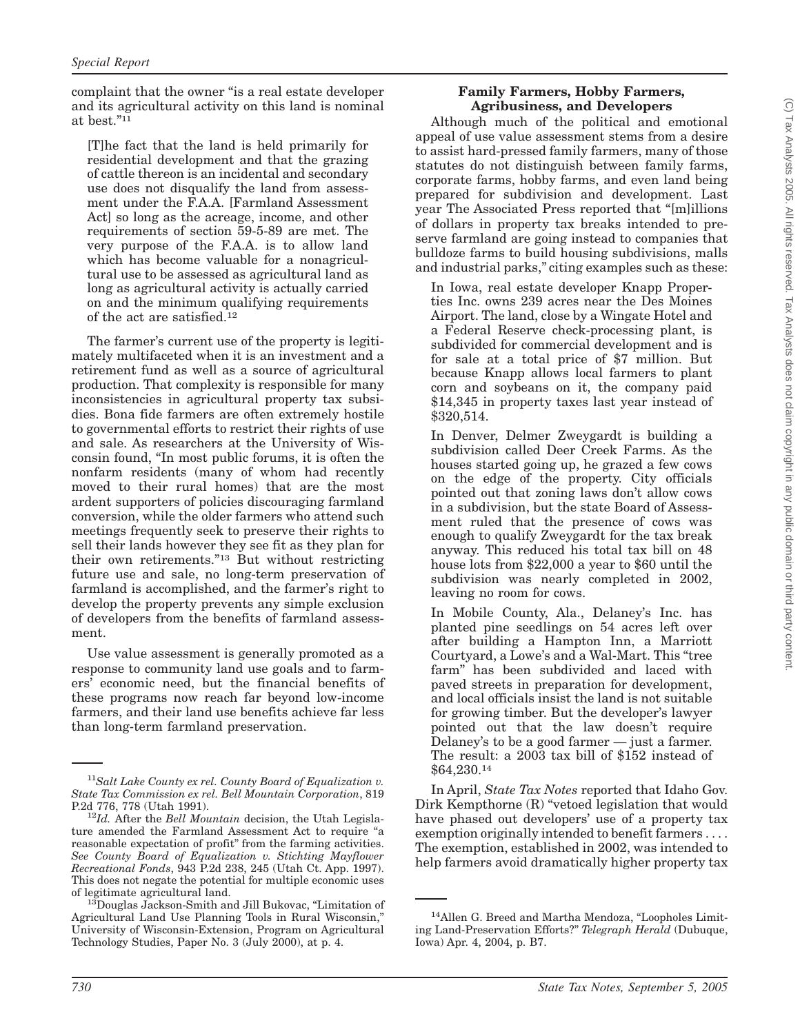complaint that the owner "is a real estate developer and its agricultural activity on this land is nominal at best."[11]

> [T]he fact that the land is held primarily for residential development and that the grazing of cattle thereon is an incidental and secondary use does not disqualify the land from assessment under the F.A.A. [Farmland Assessment Act] so long as the acreage, income, and other requirements of section 59-5-89 are met. The very purpose of the F.A.A. is to allow land which has become valuable for a nonagricultural use to be assessed as agricultural land as long as agricultural activity is actually carried on and the minimum qualifying requirements of the act are satisfied.[12]

The farmer's current use of the property is legitimately multifaceted when it is an investment and a retirement fund as well as a source of agricultural production. That complexity is responsible for many inconsistencies in agricultural property tax subsidies. Bona fide farmers are often extremely hostile to governmental efforts to restrict their rights of use and sale. As researchers at the University of Wisconsin found, "In most public forums, it is often the nonfarm residents (many of whom had recently moved to their rural homes) that are the most ardent supporters of policies discouraging farmland conversion, while the older farmers who attend such meetings frequently seek to preserve their rights to sell their lands however they see fit as they plan for their own retirements."[13] But without restricting future use and sale, no long-term preservation of farmland is accomplished, and the farmer's right to develop the property prevents any simple exclusion of developers from the benefits of farmland assessment.

Use value assessment is generally promoted as a response to community land use goals and to farmers' economic need, but the financial benefits of these programs now reach far beyond low-income farmers, and their land use benefits achieve far less than long-term farmland preservation.

### Family Farmers, Hobby Farmers, Agribusiness, and Developers

Although much of the political and emotional appeal of use value assessment stems from a desire to assist hard-pressed family farmers, many of those statutes do not distinguish between family farms, corporate farms, hobby farms, and even land being prepared for subdivision and development. Last year The Associated Press reported that "[m]illions of dollars in property tax breaks intended to preserve farmland are going instead to companies that bulldoze farms to build housing subdivisions, malls and industrial parks," citing examples such as these:

> In Iowa, real estate developer Knapp Properties Inc. owns 239 acres near the Des Moines Airport. The land, close by a Wingate Hotel and a Federal Reserve check-processing plant, is subdivided for commercial development and is for sale at a total price of $7 million. But because Knapp allows local farmers to plant corn and soybeans on it, the company paid $14,345 in property taxes last year instead of $320,514.
>
> In Denver, Delmer Zweygardt is building a subdivision called Deer Creek Farms. As the houses started going up, he grazed a few cows on the edge of the property. City officials pointed out that zoning laws don't allow cows in a subdivision, but the state Board of Assessment ruled that the presence of cows was enough to qualify Zweygardt for the tax break anyway. This reduced his total tax bill on 48 house lots from $22,000 a year to $60 until the subdivision was nearly completed in 2002, leaving no room for cows.
>
> In Mobile County, Ala., Delaney's Inc. has planted pine seedlings on 54 acres left over after building a Hampton Inn, a Marriott Courtyard, a Lowe's and a Wal-Mart. This "tree farm" has been subdivided and laced with paved streets in preparation for development, and local officials insist the land is not suitable for growing timber. But the developer's lawyer pointed out that the law doesn't require Delaney's to be a good farmer — just a farmer. The result: a 2003 tax bill of $152 instead of $64,230.[14]

In April, *State Tax Notes* reported that Idaho Gov. Dirk Kempthorne (R) "vetoed legislation that would have phased out developers' use of a property tax exemption originally intended to benefit farmers . . . . The exemption, established in 2002, was intended to help farmers avoid dramatically higher property tax

---

[11] *Salt Lake County ex rel. County Board of Equalization v. State Tax Commission ex rel. Bell Mountain Corporation*, 819 P.2d 776, 778 (Utah 1991).

[12] *Id.* After the *Bell Mountain* decision, the Utah Legislature amended the Farmland Assessment Act to require "a reasonable expectation of profit" from the farming activities. *See County Board of Equalization v. Stichting Mayflower Recreational Fonds*, 943 P.2d 238, 245 (Utah Ct. App. 1997). This does not negate the potential for multiple economic uses of legitimate agricultural land.

[13] Douglas Jackson-Smith and Jill Bukovac, "Limitation of Agricultural Land Use Planning Tools in Rural Wisconsin," University of Wisconsin-Extension, Program on Agricultural Technology Studies, Paper No. 3 (July 2000), at p. 4.

[14] Allen G. Breed and Martha Mendoza, "Loopholes Limiting Land-Preservation Efforts?" *Telegraph Herald* (Dubuque, Iowa) Apr. 4, 2004, p. B7.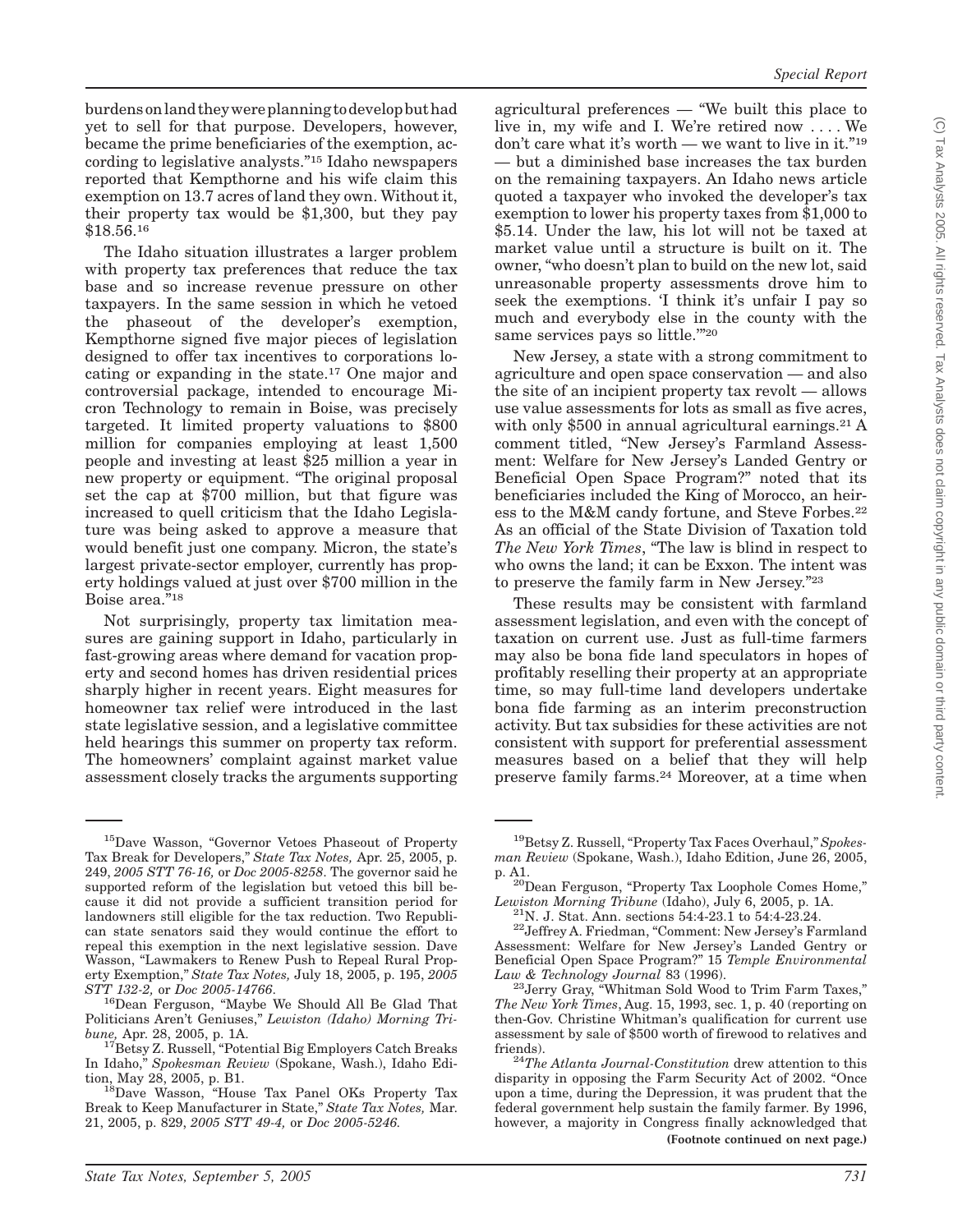burdens on land they were planning to develop but had yet to sell for that purpose. Developers, however, became the prime beneficiaries of the exemption, according to legislative analysts."[15] Idaho newspapers reported that Kempthorne and his wife claim this exemption on 13.7 acres of land they own. Without it, their property tax would be $1,300, but they pay $18.56.[16]

The Idaho situation illustrates a larger problem with property tax preferences that reduce the tax base and so increase revenue pressure on other taxpayers. In the same session in which he vetoed the phaseout of the developer's exemption, Kempthorne signed five major pieces of legislation designed to offer tax incentives to corporations locating or expanding in the state.[17] One major and controversial package, intended to encourage Micron Technology to remain in Boise, was precisely targeted. It limited property valuations to $800 million for companies employing at least 1,500 people and investing at least $25 million a year in new property or equipment. "The original proposal set the cap at $700 million, but that figure was increased to quell criticism that the Idaho Legislature was being asked to approve a measure that would benefit just one company. Micron, the state's largest private-sector employer, currently has property holdings valued at just over $700 million in the Boise area."[18]

Not surprisingly, property tax limitation measures are gaining support in Idaho, particularly in fast-growing areas where demand for vacation property and second homes has driven residential prices sharply higher in recent years. Eight measures for homeowner tax relief were introduced in the last state legislative session, and a legislative committee held hearings this summer on property tax reform. The homeowners' complaint against market value assessment closely tracks the arguments supporting agricultural preferences — "We built this place to live in, my wife and I. We're retired now . . . . We don't care what it's worth — we want to live in it."[19] — but a diminished base increases the tax burden on the remaining taxpayers. An Idaho news article quoted a taxpayer who invoked the developer's tax exemption to lower his property taxes from $1,000 to $5.14. Under the law, his lot will not be taxed at market value until a structure is built on it. The owner, "who doesn't plan to build on the new lot, said unreasonable property assessments drove him to seek the exemptions. 'I think it's unfair I pay so much and everybody else in the county with the same services pays so little.'"[20]

New Jersey, a state with a strong commitment to agriculture and open space conservation — and also the site of an incipient property tax revolt — allows use value assessments for lots as small as five acres, with only $500 in annual agricultural earnings.[21] A comment titled, "New Jersey's Farmland Assessment: Welfare for New Jersey's Landed Gentry or Beneficial Open Space Program?" noted that its beneficiaries included the King of Morocco, an heiress to the M&M candy fortune, and Steve Forbes.[22] As an official of the State Division of Taxation told *The New York Times*, "The law is blind in respect to who owns the land; it can be Exxon. The intent was to preserve the family farm in New Jersey."[23]

These results may be consistent with farmland assessment legislation, and even with the concept of taxation on current use. Just as full-time farmers may also be bona fide land speculators in hopes of profitably reselling their property at an appropriate time, so may full-time land developers undertake bona fide farming as an interim preconstruction activity. But tax subsidies for these activities are not consistent with support for preferential assessment measures based on a belief that they will help preserve family farms.[24] Moreover, at a time when

---

[15]Dave Wasson, "Governor Vetoes Phaseout of Property Tax Break for Developers," *State Tax Notes,* Apr. 25, 2005, p. 249, *2005 STT 76-16,* or *Doc 2005-8258*. The governor said he supported reform of the legislation but vetoed this bill because it did not provide a sufficient transition period for landowners still eligible for the tax reduction. Two Republican state senators said they would continue the effort to repeal this exemption in the next legislative session. Dave Wasson, "Lawmakers to Renew Push to Repeal Rural Property Exemption," *State Tax Notes,* July 18, 2005, p. 195, *2005 STT 132-2,* or *Doc 2005-14766*.

[16]Dean Ferguson, "Maybe We Should All Be Glad That Politicians Aren't Geniuses," *Lewiston (Idaho) Morning Tribune,* Apr. 28, 2005, p. 1A.

[17]Betsy Z. Russell, "Potential Big Employers Catch Breaks In Idaho," *Spokesman Review* (Spokane, Wash.), Idaho Edition, May 28, 2005, p. B1.

[18]Dave Wasson, "House Tax Panel OKs Property Tax Break to Keep Manufacturer in State," *State Tax Notes,* Mar. 21, 2005, p. 829, *2005 STT 49-4,* or *Doc 2005-5246.*

[19]Betsy Z. Russell, "Property Tax Faces Overhaul," *Spokesman Review* (Spokane, Wash.), Idaho Edition, June 26, 2005, p. A1.

[20]Dean Ferguson, "Property Tax Loophole Comes Home," *Lewiston Morning Tribune* (Idaho), July 6, 2005, p. 1A.

[21]N. J. Stat. Ann. sections 54:4-23.1 to 54:4-23.24.

[22]Jeffrey A. Friedman, "Comment: New Jersey's Farmland Assessment: Welfare for New Jersey's Landed Gentry or Beneficial Open Space Program?" 15 *Temple Environmental Law & Technology Journal* 83 (1996).

[23]Jerry Gray, "Whitman Sold Wood to Trim Farm Taxes," *The New York Times*, Aug. 15, 1993, sec. 1, p. 40 (reporting on then-Gov. Christine Whitman's qualification for current use assessment by sale of $500 worth of firewood to relatives and friends).

[24]*The Atlanta Journal-Constitution* drew attention to this disparity in opposing the Farm Security Act of 2002. "Once upon a time, during the Depression, it was prudent that the federal government help sustain the family farmer. By 1996, however, a majority in Congress finally acknowledged that

**(Footnote continued on next page.)**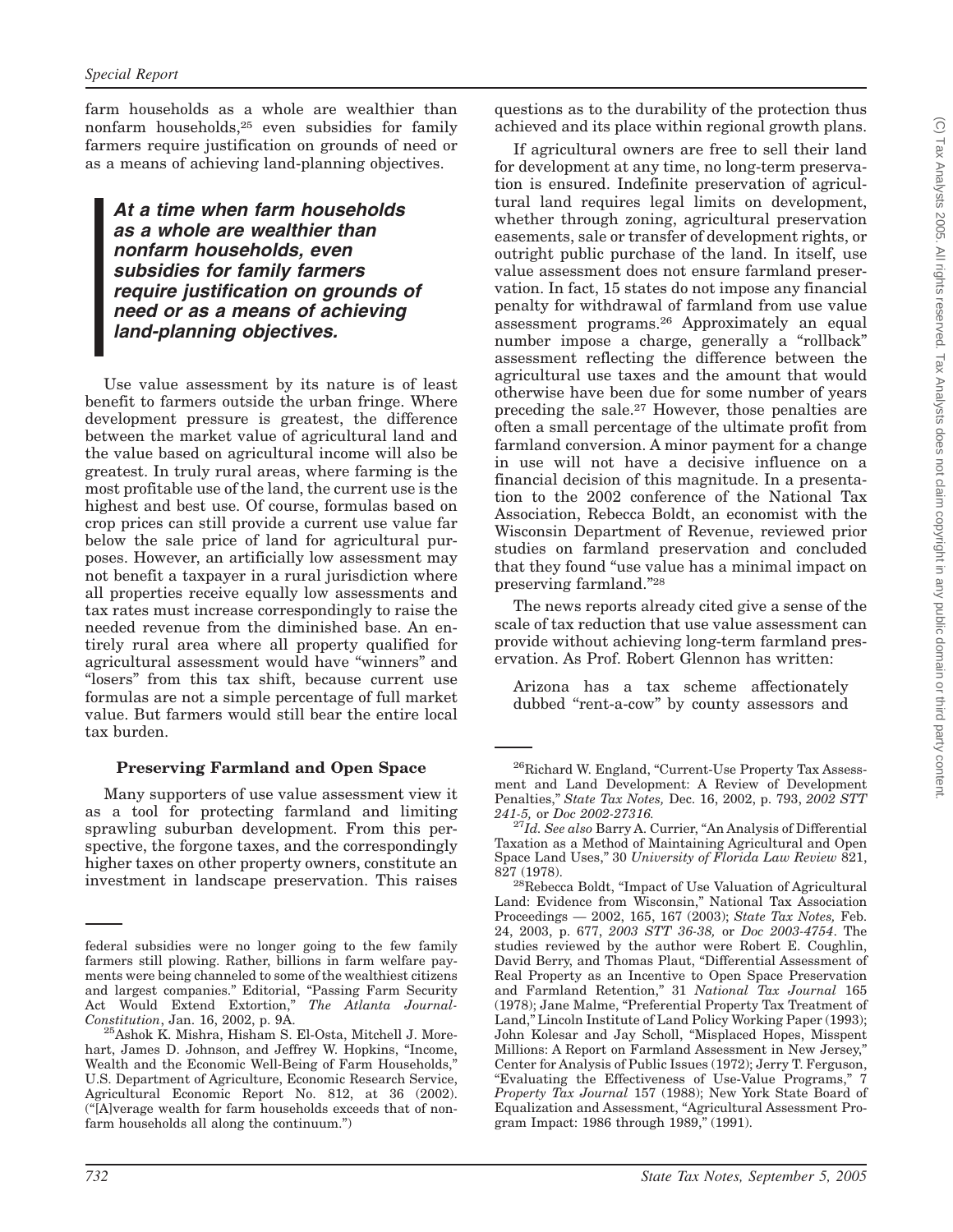farm households as a whole are wealthier than nonfarm households,[25] even subsidies for family farmers require justification on grounds of need or as a means of achieving land-planning objectives.

> ***At a time when farm households as a whole are wealthier than nonfarm households, even subsidies for family farmers require justification on grounds of need or as a means of achieving land-planning objectives.***

Use value assessment by its nature is of least benefit to farmers outside the urban fringe. Where development pressure is greatest, the difference between the market value of agricultural land and the value based on agricultural income will also be greatest. In truly rural areas, where farming is the most profitable use of the land, the current use is the highest and best use. Of course, formulas based on crop prices can still provide a current use value far below the sale price of land for agricultural purposes. However, an artificially low assessment may not benefit a taxpayer in a rural jurisdiction where all properties receive equally low assessments and tax rates must increase correspondingly to raise the needed revenue from the diminished base. An entirely rural area where all property qualified for agricultural assessment would have "winners" and "losers" from this tax shift, because current use formulas are not a simple percentage of full market value. But farmers would still bear the entire local tax burden.

### Preserving Farmland and Open Space

Many supporters of use value assessment view it as a tool for protecting farmland and limiting sprawling suburban development. From this perspective, the forgone taxes, and the correspondingly higher taxes on other property owners, constitute an investment in landscape preservation. This raises questions as to the durability of the protection thus achieved and its place within regional growth plans.

If agricultural owners are free to sell their land for development at any time, no long-term preservation is ensured. Indefinite preservation of agricultural land requires legal limits on development, whether through zoning, agricultural preservation easements, sale or transfer of development rights, or outright public purchase of the land. In itself, use value assessment does not ensure farmland preservation. In fact, 15 states do not impose any financial penalty for withdrawal of farmland from use value assessment programs.[26] Approximately an equal number impose a charge, generally a "rollback" assessment reflecting the difference between the agricultural use taxes and the amount that would otherwise have been due for some number of years preceding the sale.[27] However, those penalties are often a small percentage of the ultimate profit from farmland conversion. A minor payment for a change in use will not have a decisive influence on a financial decision of this magnitude. In a presentation to the 2002 conference of the National Tax Association, Rebecca Boldt, an economist with the Wisconsin Department of Revenue, reviewed prior studies on farmland preservation and concluded that they found "use value has a minimal impact on preserving farmland."[28]

The news reports already cited give a sense of the scale of tax reduction that use value assessment can provide without achieving long-term farmland preservation. As Prof. Robert Glennon has written:

> Arizona has a tax scheme affectionately dubbed "rent-a-cow" by county assessors and

---

federal subsidies were no longer going to the few family farmers still plowing. Rather, billions in farm welfare payments were being channeled to some of the wealthiest citizens and largest companies." Editorial, "Passing Farm Security Act Would Extend Extortion," *The Atlanta Journal-Constitution*, Jan. 16, 2002, p. 9A.

[25] Ashok K. Mishra, Hisham S. El-Osta, Mitchell J. Morehart, James D. Johnson, and Jeffrey W. Hopkins, "Income, Wealth and the Economic Well-Being of Farm Households," U.S. Department of Agriculture, Economic Research Service, Agricultural Economic Report No. 812, at 36 (2002). ("[A]verage wealth for farm households exceeds that of nonfarm households all along the continuum.")

[26] Richard W. England, "Current-Use Property Tax Assessment and Land Development: A Review of Development Penalties," *State Tax Notes,* Dec. 16, 2002, p. 793, *2002 STT 241-5,* or *Doc 2002-27316.*

[27] *Id. See also* Barry A. Currier, "An Analysis of Differential Taxation as a Method of Maintaining Agricultural and Open Space Land Uses," 30 *University of Florida Law Review* 821, 827 (1978).

[28] Rebecca Boldt, "Impact of Use Valuation of Agricultural Land: Evidence from Wisconsin," National Tax Association Proceedings — 2002, 165, 167 (2003); *State Tax Notes,* Feb. 24, 2003, p. 677, *2003 STT 36-38,* or *Doc 2003-4754*. The studies reviewed by the author were Robert E. Coughlin, David Berry, and Thomas Plaut, "Differential Assessment of Real Property as an Incentive to Open Space Preservation and Farmland Retention," 31 *National Tax Journal* 165 (1978); Jane Malme, "Preferential Property Tax Treatment of Land," Lincoln Institute of Land Policy Working Paper (1993); John Kolesar and Jay Scholl, "Misplaced Hopes, Misspent Millions: A Report on Farmland Assessment in New Jersey," Center for Analysis of Public Issues (1972); Jerry T. Ferguson, "Evaluating the Effectiveness of Use-Value Programs," 7 *Property Tax Journal* 157 (1988); New York State Board of Equalization and Assessment, "Agricultural Assessment Program Impact: 1986 through 1989," (1991).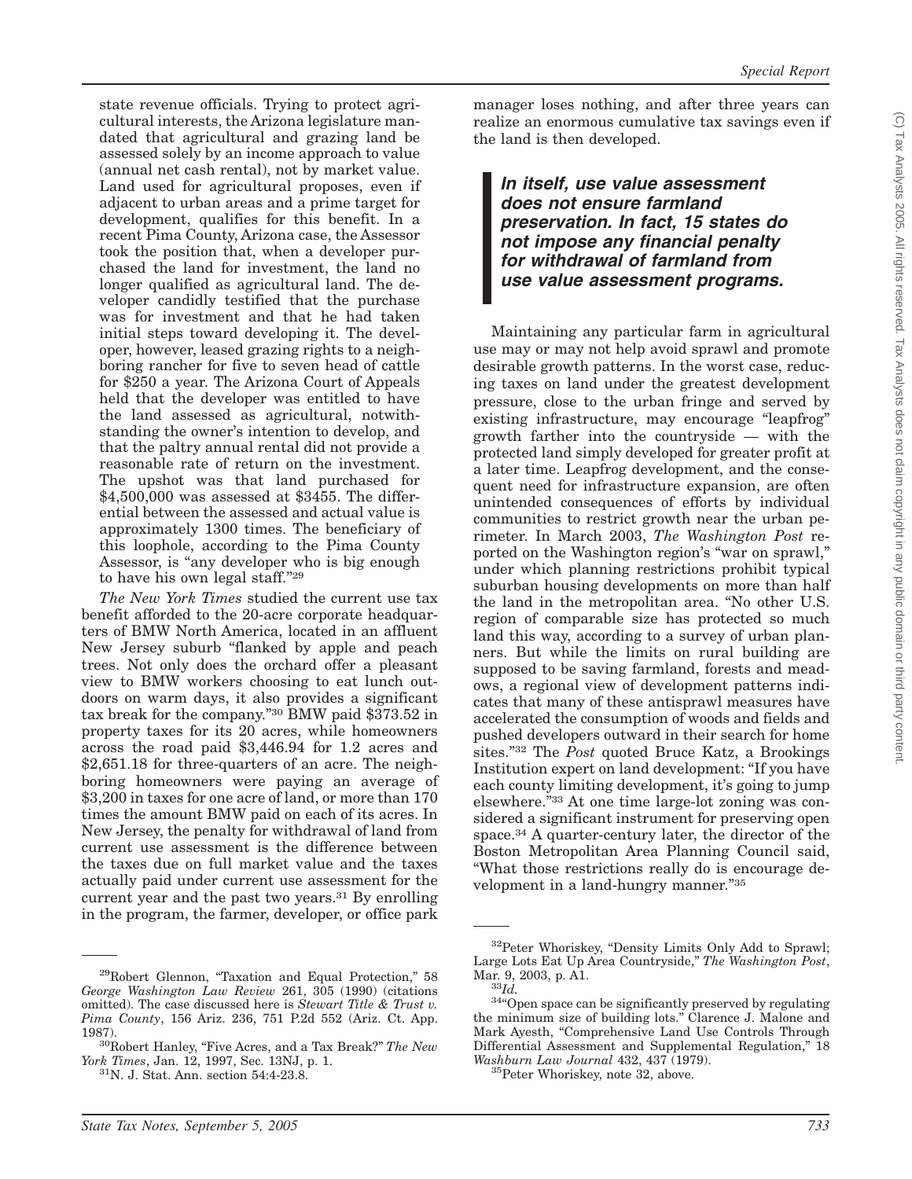state revenue officials. Trying to protect agricultural interests, the Arizona legislature mandated that agricultural and grazing land be assessed solely by an income approach to value (annual net cash rental), not by market value. Land used for agricultural proposes, even if adjacent to urban areas and a prime target for development, qualifies for this benefit. In a recent Pima County, Arizona case, the Assessor took the position that, when a developer purchased the land for investment, the land no longer qualified as agricultural land. The developer candidly testified that the purchase was for investment and that he had taken initial steps toward developing it. The developer, however, leased grazing rights to a neighboring rancher for five to seven head of cattle for $250 a year. The Arizona Court of Appeals held that the developer was entitled to have the land assessed as agricultural, notwithstanding the owner's intention to develop, and that the paltry annual rental did not provide a reasonable rate of return on the investment. The upshot was that land purchased for $4,500,000 was assessed at $3455. The differential between the assessed and actual value is approximately 1300 times. The beneficiary of this loophole, according to the Pima County Assessor, is "any developer who is big enough to have his own legal staff."[29]

*The New York Times* studied the current use tax benefit afforded to the 20-acre corporate headquarters of BMW North America, located in an affluent New Jersey suburb "flanked by apple and peach trees. Not only does the orchard offer a pleasant view to BMW workers choosing to eat lunch outdoors on warm days, it also provides a significant tax break for the company."[30] BMW paid $373.52 in property taxes for its 20 acres, while homeowners across the road paid $3,446.94 for 1.2 acres and $2,651.18 for three-quarters of an acre. The neighboring homeowners were paying an average of $3,200 in taxes for one acre of land, or more than 170 times the amount BMW paid on each of its acres. In New Jersey, the penalty for withdrawal of land from current use assessment is the difference between the taxes due on full market value and the taxes actually paid under current use assessment for the current year and the past two years.[31] By enrolling in the program, the farmer, developer, or office park manager loses nothing, and after three years can realize an enormous cumulative tax savings even if the land is then developed.

> ***In itself, use value assessment does not ensure farmland preservation. In fact, 15 states do not impose any financial penalty for withdrawal of farmland from use value assessment programs.***

Maintaining any particular farm in agricultural use may or may not help avoid sprawl and promote desirable growth patterns. In the worst case, reducing taxes on land under the greatest development pressure, close to the urban fringe and served by existing infrastructure, may encourage "leapfrog" growth farther into the countryside — with the protected land simply developed for greater profit at a later time. Leapfrog development, and the consequent need for infrastructure expansion, are often unintended consequences of efforts by individual communities to restrict growth near the urban perimeter. In March 2003, *The Washington Post* reported on the Washington region's "war on sprawl," under which planning restrictions prohibit typical suburban housing developments on more than half the land in the metropolitan area. "No other U.S. region of comparable size has protected so much land this way, according to a survey of urban planners. But while the limits on rural building are supposed to be saving farmland, forests and meadows, a regional view of development patterns indicates that many of these antisprawl measures have accelerated the consumption of woods and fields and pushed developers outward in their search for home sites."[32] The *Post* quoted Bruce Katz, a Brookings Institution expert on land development: "If you have each county limiting development, it's going to jump elsewhere."[33] At one time large-lot zoning was considered a significant instrument for preserving open space.[34] A quarter-century later, the director of the Boston Metropolitan Area Planning Council said, "What those restrictions really do is encourage development in a land-hungry manner."[35]

---

[29] Robert Glennon, "Taxation and Equal Protection," 58 *George Washington Law Review* 261, 305 (1990) (citations omitted). The case discussed here is *Stewart Title & Trust v. Pima County*, 156 Ariz. 236, 751 P.2d 552 (Ariz. Ct. App. 1987).

[30] Robert Hanley, "Five Acres, and a Tax Break?" *The New York Times*, Jan. 12, 1997, Sec. 13NJ, p. 1.

[31] N. J. Stat. Ann. section 54:4-23.8.

[32] Peter Whoriskey, "Density Limits Only Add to Sprawl; Large Lots Eat Up Area Countryside," *The Washington Post*, Mar. 9, 2003, p. A1.

[33] *Id.*

[34] "Open space can be significantly preserved by regulating the minimum size of building lots." Clarence J. Malone and Mark Ayesth, "Comprehensive Land Use Controls Through Differential Assessment and Supplemental Regulation," 18 *Washburn Law Journal* 432, 437 (1979).

[35] Peter Whoriskey, note 32, above.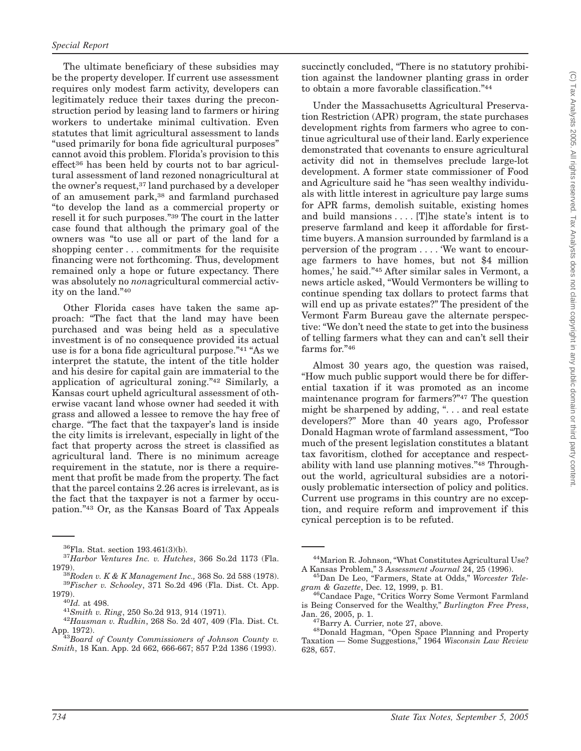The ultimate beneficiary of these subsidies may be the property developer. If current use assessment requires only modest farm activity, developers can legitimately reduce their taxes during the preconstruction period by leasing land to farmers or hiring workers to undertake minimal cultivation. Even statutes that limit agricultural assessment to lands "used primarily for bona fide agricultural purposes" cannot avoid this problem. Florida's provision to this effect[36] has been held by courts not to bar agricultural assessment of land rezoned nonagricultural at the owner's request,[37] land purchased by a developer of an amusement park,[38] and farmland purchased "to develop the land as a commercial property or resell it for such purposes."[39] The court in the latter case found that although the primary goal of the owners was "to use all or part of the land for a shopping center . . . commitments for the requisite financing were not forthcoming. Thus, development remained only a hope or future expectancy. There was absolutely no *non*agricultural commercial activity on the land."[40]

Other Florida cases have taken the same approach: "The fact that the land may have been purchased and was being held as a speculative investment is of no consequence provided its actual use is for a bona fide agricultural purpose."[41] "As we interpret the statute, the intent of the title holder and his desire for capital gain are immaterial to the application of agricultural zoning."[42] Similarly, a Kansas court upheld agricultural assessment of otherwise vacant land whose owner had seeded it with grass and allowed a lessee to remove the hay free of charge. "The fact that the taxpayer's land is inside the city limits is irrelevant, especially in light of the fact that property across the street is classified as agricultural land. There is no minimum acreage requirement in the statute, nor is there a requirement that profit be made from the property. The fact that the parcel contains 2.26 acres is irrelevant, as is the fact that the taxpayer is not a farmer by occupation."[43] Or, as the Kansas Board of Tax Appeals succinctly concluded, "There is no statutory prohibition against the landowner planting grass in order to obtain a more favorable classification."[44]

Under the Massachusetts Agricultural Preservation Restriction (APR) program, the state purchases development rights from farmers who agree to continue agricultural use of their land. Early experience demonstrated that covenants to ensure agricultural activity did not in themselves preclude large-lot development. A former state commissioner of Food and Agriculture said he "has seen wealthy individuals with little interest in agriculture pay large sums for APR farms, demolish suitable, existing homes and build mansions . . . . [T]he state's intent is to preserve farmland and keep it affordable for first-time buyers. A mansion surrounded by farmland is a perversion of the program . . . . 'We want to encourage farmers to have homes, but not \$4 million homes,' he said."[45] After similar sales in Vermont, a news article asked, "Would Vermonters be willing to continue spending tax dollars to protect farms that will end up as private estates?" The president of the Vermont Farm Bureau gave the alternate perspective: "We don't need the state to get into the business of telling farmers what they can and can't sell their farms for."[46]

Almost 30 years ago, the question was raised, "How much public support would there be for differential taxation if it was promoted as an income maintenance program for farmers?"[47] The question might be sharpened by adding, ". . . and real estate developers?" More than 40 years ago, Professor Donald Hagman wrote of farmland assessment, "Too much of the present legislation constitutes a blatant tax favoritism, clothed for acceptance and respectability with land use planning motives."[48] Throughout the world, agricultural subsidies are a notoriously problematic intersection of policy and politics. Current use programs in this country are no exception, and require reform and improvement if this cynical perception is to be refuted.

---

[36]Fla. Stat. section 193.461(3)(b).

[37]*Harbor Ventures Inc. v. Hutches*, 366 So.2d 1173 (Fla. 1979).

[38]*Roden v. K & K Management Inc.,* 368 So. 2d 588 (1978).

[39]*Fischer v. Schooley*, 371 So.2d 496 (Fla. Dist. Ct. App. 1979).

[40]*Id.* at 498.

[41]*Smith v. Ring*, 250 So.2d 913, 914 (1971).

[42]*Hausman v. Rudkin*, 268 So. 2d 407, 409 (Fla. Dist. Ct. App. 1972).

[43]*Board of County Commissioners of Johnson County v. Smith*, 18 Kan. App. 2d 662, 666-667; 857 P.2d 1386 (1993).

[44]Marion R. Johnson, "What Constitutes Agricultural Use? A Kansas Problem," 3 *Assessment Journal* 24, 25 (1996).

[45]Dan De Leo, "Farmers, State at Odds," *Worcester Telegram & Gazette*, Dec. 12, 1999, p. B1.

[46]Candace Page, "Critics Worry Some Vermont Farmland is Being Conserved for the Wealthy," *Burlington Free Press*, Jan. 26, 2005, p. 1.

[47]Barry A. Currier, note 27, above.

[48]Donald Hagman, "Open Space Planning and Property Taxation — Some Suggestions," 1964 *Wisconsin Law Review* 628, 657.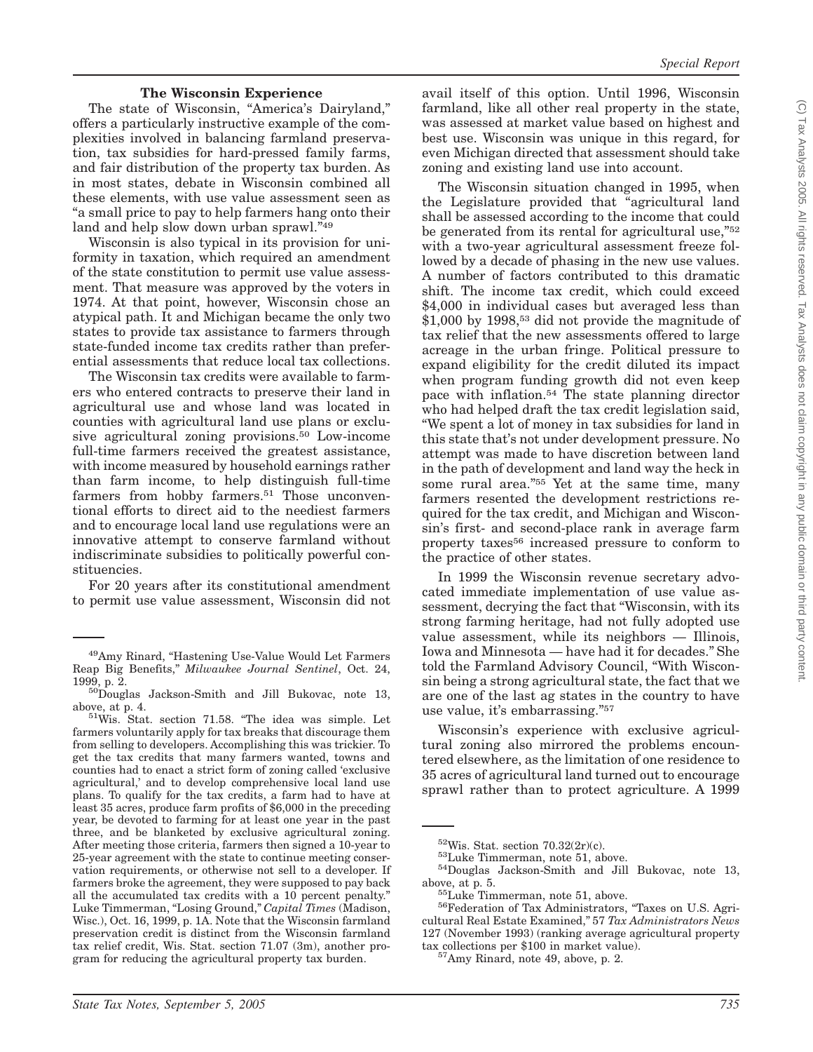### The Wisconsin Experience

The state of Wisconsin, "America's Dairyland," offers a particularly instructive example of the complexities involved in balancing farmland preservation, tax subsidies for hard-pressed family farms, and fair distribution of the property tax burden. As in most states, debate in Wisconsin combined all these elements, with use value assessment seen as "a small price to pay to help farmers hang onto their land and help slow down urban sprawl."[49]

Wisconsin is also typical in its provision for uniformity in taxation, which required an amendment of the state constitution to permit use value assessment. That measure was approved by the voters in 1974. At that point, however, Wisconsin chose an atypical path. It and Michigan became the only two states to provide tax assistance to farmers through state-funded income tax credits rather than preferential assessments that reduce local tax collections.

The Wisconsin tax credits were available to farmers who entered contracts to preserve their land in agricultural use and whose land was located in counties with agricultural land use plans or exclusive agricultural zoning provisions.[50] Low-income full-time farmers received the greatest assistance, with income measured by household earnings rather than farm income, to help distinguish full-time farmers from hobby farmers.[51] Those unconventional efforts to direct aid to the neediest farmers and to encourage local land use regulations were an innovative attempt to conserve farmland without indiscriminate subsidies to politically powerful constituencies.

For 20 years after its constitutional amendment to permit use value assessment, Wisconsin did not avail itself of this option. Until 1996, Wisconsin farmland, like all other real property in the state, was assessed at market value based on highest and best use. Wisconsin was unique in this regard, for even Michigan directed that assessment should take zoning and existing land use into account.

The Wisconsin situation changed in 1995, when the Legislature provided that "agricultural land shall be assessed according to the income that could be generated from its rental for agricultural use,"[52] with a two-year agricultural assessment freeze followed by a decade of phasing in the new use values. A number of factors contributed to this dramatic shift. The income tax credit, which could exceed $4,000 in individual cases but averaged less than $1,000 by 1998,[53] did not provide the magnitude of tax relief that the new assessments offered to large acreage in the urban fringe. Political pressure to expand eligibility for the credit diluted its impact when program funding growth did not even keep pace with inflation.[54] The state planning director who had helped draft the tax credit legislation said, "We spent a lot of money in tax subsidies for land in this state that's not under development pressure. No attempt was made to have discretion between land in the path of development and land way the heck in some rural area."[55] Yet at the same time, many farmers resented the development restrictions required for the tax credit, and Michigan and Wisconsin's first- and second-place rank in average farm property taxes[56] increased pressure to conform to the practice of other states.

In 1999 the Wisconsin revenue secretary advocated immediate implementation of use value assessment, decrying the fact that "Wisconsin, with its strong farming heritage, had not fully adopted use value assessment, while its neighbors — Illinois, Iowa and Minnesota — have had it for decades." She told the Farmland Advisory Council, "With Wisconsin being a strong agricultural state, the fact that we are one of the last ag states in the country to have use value, it's embarrassing."[57]

Wisconsin's experience with exclusive agricultural zoning also mirrored the problems encountered elsewhere, as the limitation of one residence to 35 acres of agricultural land turned out to encourage sprawl rather than to protect agriculture. A 1999

---

[49] Amy Rinard, "Hastening Use-Value Would Let Farmers Reap Big Benefits," *Milwaukee Journal Sentinel*, Oct. 24, 1999, p. 2.

[50] Douglas Jackson-Smith and Jill Bukovac, note 13, above, at p. 4.

[51] Wis. Stat. section 71.58. "The idea was simple. Let farmers voluntarily apply for tax breaks that discourage them from selling to developers. Accomplishing this was trickier. To get the tax credits that many farmers wanted, towns and counties had to enact a strict form of zoning called 'exclusive agricultural,' and to develop comprehensive local land use plans. To qualify for the tax credits, a farm had to have at least 35 acres, produce farm profits of $6,000 in the preceding year, be devoted to farming for at least one year in the past three, and be blanketed by exclusive agricultural zoning. After meeting those criteria, farmers then signed a 10-year to 25-year agreement with the state to continue meeting conservation requirements, or otherwise not sell to a developer. If farmers broke the agreement, they were supposed to pay back all the accumulated tax credits with a 10 percent penalty." Luke Timmerman, "Losing Ground," *Capital Times* (Madison, Wisc.), Oct. 16, 1999, p. 1A. Note that the Wisconsin farmland preservation credit is distinct from the Wisconsin farmland tax relief credit, Wis. Stat. section 71.07 (3m), another program for reducing the agricultural property tax burden.

[52] Wis. Stat. section 70.32(2r)(c).

[53] Luke Timmerman, note 51, above.

[54] Douglas Jackson-Smith and Jill Bukovac, note 13, above, at p. 5.

[55] Luke Timmerman, note 51, above.

[56] Federation of Tax Administrators, "Taxes on U.S. Agricultural Real Estate Examined," 57 *Tax Administrators News* 127 (November 1993) (ranking average agricultural property tax collections per $100 in market value).

[57] Amy Rinard, note 49, above, p. 2.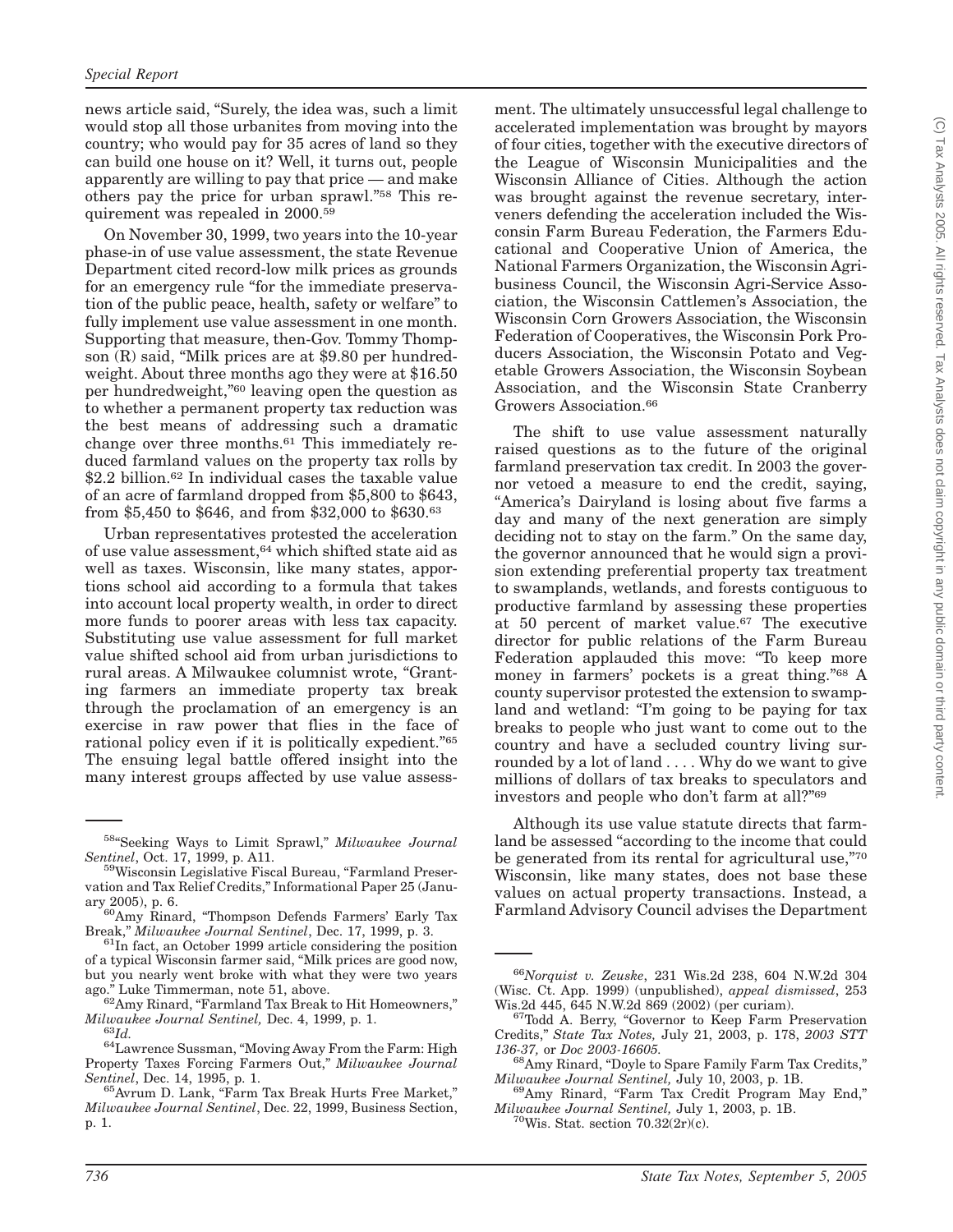news article said, "Surely, the idea was, such a limit would stop all those urbanites from moving into the country; who would pay for 35 acres of land so they can build one house on it? Well, it turns out, people apparently are willing to pay that price — and make others pay the price for urban sprawl."[58] This requirement was repealed in 2000.[59]

On November 30, 1999, two years into the 10-year phase-in of use value assessment, the state Revenue Department cited record-low milk prices as grounds for an emergency rule "for the immediate preservation of the public peace, health, safety or welfare" to fully implement use value assessment in one month. Supporting that measure, then-Gov. Tommy Thompson (R) said, "Milk prices are at $9.80 per hundredweight. About three months ago they were at $16.50 per hundredweight,"[60] leaving open the question as to whether a permanent property tax reduction was the best means of addressing such a dramatic change over three months.[61] This immediately reduced farmland values on the property tax rolls by $2.2 billion.[62] In individual cases the taxable value of an acre of farmland dropped from $5,800 to $643, from $5,450 to $646, and from $32,000 to $630.[63]

Urban representatives protested the acceleration of use value assessment,[64] which shifted state aid as well as taxes. Wisconsin, like many states, apportions school aid according to a formula that takes into account local property wealth, in order to direct more funds to poorer areas with less tax capacity. Substituting use value assessment for full market value shifted school aid from urban jurisdictions to rural areas. A Milwaukee columnist wrote, "Granting farmers an immediate property tax break through the proclamation of an emergency is an exercise in raw power that flies in the face of rational policy even if it is politically expedient."[65] The ensuing legal battle offered insight into the many interest groups affected by use value assessment. The ultimately unsuccessful legal challenge to accelerated implementation was brought by mayors of four cities, together with the executive directors of the League of Wisconsin Municipalities and the Wisconsin Alliance of Cities. Although the action was brought against the revenue secretary, interveners defending the acceleration included the Wisconsin Farm Bureau Federation, the Farmers Educational and Cooperative Union of America, the National Farmers Organization, the Wisconsin Agribusiness Council, the Wisconsin Agri-Service Association, the Wisconsin Cattlemen's Association, the Wisconsin Corn Growers Association, the Wisconsin Federation of Cooperatives, the Wisconsin Pork Producers Association, the Wisconsin Potato and Vegetable Growers Association, the Wisconsin Soybean Association, and the Wisconsin State Cranberry Growers Association.[66]

The shift to use value assessment naturally raised questions as to the future of the original farmland preservation tax credit. In 2003 the governor vetoed a measure to end the credit, saying, "America's Dairyland is losing about five farms a day and many of the next generation are simply deciding not to stay on the farm." On the same day, the governor announced that he would sign a provision extending preferential property tax treatment to swamplands, wetlands, and forests contiguous to productive farmland by assessing these properties at 50 percent of market value.[67] The executive director for public relations of the Farm Bureau Federation applauded this move: "To keep more money in farmers' pockets is a great thing."[68] A county supervisor protested the extension to swampland and wetland: "I'm going to be paying for tax breaks to people who just want to come out to the country and have a secluded country living surrounded by a lot of land . . . . Why do we want to give millions of dollars of tax breaks to speculators and investors and people who don't farm at all?"[69]

Although its use value statute directs that farmland be assessed "according to the income that could be generated from its rental for agricultural use,"[70] Wisconsin, like many states, does not base these values on actual property transactions. Instead, a Farmland Advisory Council advises the Department

---

[58]"Seeking Ways to Limit Sprawl," *Milwaukee Journal Sentinel*, Oct. 17, 1999, p. A11.

[59]Wisconsin Legislative Fiscal Bureau, "Farmland Preservation and Tax Relief Credits," Informational Paper 25 (January 2005), p. 6.

[60]Amy Rinard, "Thompson Defends Farmers' Early Tax Break," *Milwaukee Journal Sentinel*, Dec. 17, 1999, p. 3.

[61]In fact, an October 1999 article considering the position of a typical Wisconsin farmer said, "Milk prices are good now, but you nearly went broke with what they were two years ago." Luke Timmerman, note 51, above.

[62]Amy Rinard, "Farmland Tax Break to Hit Homeowners," *Milwaukee Journal Sentinel,* Dec. 4, 1999, p. 1.

[63]*Id.*

[64]Lawrence Sussman, "Moving Away From the Farm: High Property Taxes Forcing Farmers Out," *Milwaukee Journal Sentinel*, Dec. 14, 1995, p. 1.

[65]Avrum D. Lank, "Farm Tax Break Hurts Free Market," *Milwaukee Journal Sentinel*, Dec. 22, 1999, Business Section, p. 1.

[66]*Norquist v. Zeuske*, 231 Wis.2d 238, 604 N.W.2d 304 (Wisc. Ct. App. 1999) (unpublished), *appeal dismissed*, 253 Wis.2d 445, 645 N.W.2d 869 (2002) (per curiam).

[67]Todd A. Berry, "Governor to Keep Farm Preservation Credits," *State Tax Notes,* July 21, 2003, p. 178, *2003 STT 136-37,* or *Doc 2003-16605.*

[68]Amy Rinard, "Doyle to Spare Family Farm Tax Credits," *Milwaukee Journal Sentinel,* July 10, 2003, p. 1B.

[69]Amy Rinard, "Farm Tax Credit Program May End," *Milwaukee Journal Sentinel,* July 1, 2003, p. 1B.

[70]Wis. Stat. section 70.32(2r)(c).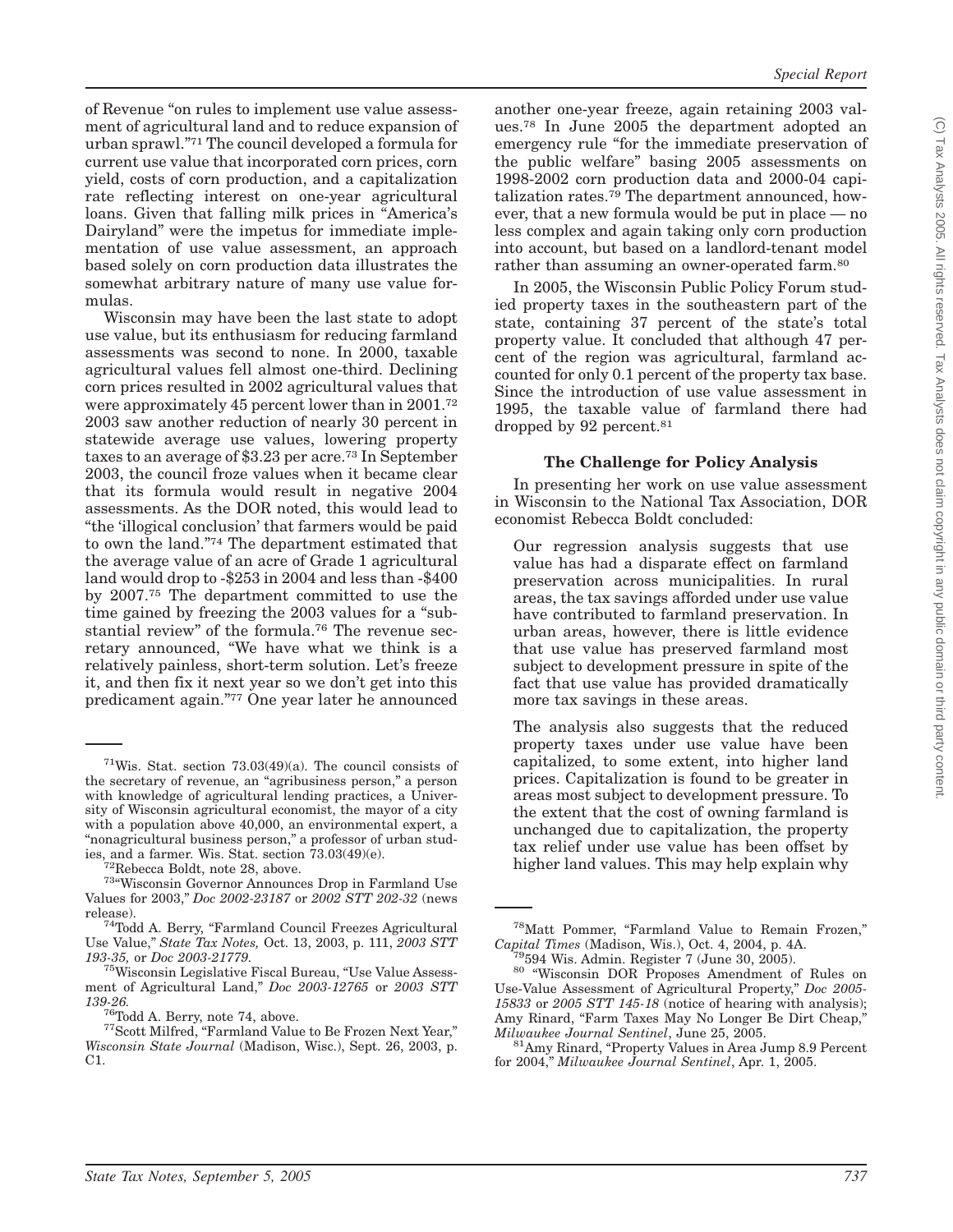of Revenue "on rules to implement use value assessment of agricultural land and to reduce expansion of urban sprawl."[71] The council developed a formula for current use value that incorporated corn prices, corn yield, costs of corn production, and a capitalization rate reflecting interest on one-year agricultural loans. Given that falling milk prices in "America's Dairyland" were the impetus for immediate implementation of use value assessment, an approach based solely on corn production data illustrates the somewhat arbitrary nature of many use value formulas.

Wisconsin may have been the last state to adopt use value, but its enthusiasm for reducing farmland assessments was second to none. In 2000, taxable agricultural values fell almost one-third. Declining corn prices resulted in 2002 agricultural values that were approximately 45 percent lower than in 2001.[72] 2003 saw another reduction of nearly 30 percent in statewide average use values, lowering property taxes to an average of $3.23 per acre.[73] In September 2003, the council froze values when it became clear that its formula would result in negative 2004 assessments. As the DOR noted, this would lead to "the 'illogical conclusion' that farmers would be paid to own the land."[74] The department estimated that the average value of an acre of Grade 1 agricultural land would drop to -$253 in 2004 and less than -$400 by 2007.[75] The department committed to use the time gained by freezing the 2003 values for a "substantial review" of the formula.[76] The revenue secretary announced, "We have what we think is a relatively painless, short-term solution. Let's freeze it, and then fix it next year so we don't get into this predicament again."[77] One year later he announced another one-year freeze, again retaining 2003 values.[78] In June 2005 the department adopted an emergency rule "for the immediate preservation of the public welfare" basing 2005 assessments on 1998-2002 corn production data and 2000-04 capitalization rates.[79] The department announced, however, that a new formula would be put in place — no less complex and again taking only corn production into account, but based on a landlord-tenant model rather than assuming an owner-operated farm.[80]

In 2005, the Wisconsin Public Policy Forum studied property taxes in the southeastern part of the state, containing 37 percent of the state's total property value. It concluded that although 47 percent of the region was agricultural, farmland accounted for only 0.1 percent of the property tax base. Since the introduction of use value assessment in 1995, the taxable value of farmland there had dropped by 92 percent.[81]

### The Challenge for Policy Analysis

In presenting her work on use value assessment in Wisconsin to the National Tax Association, DOR economist Rebecca Boldt concluded:

> Our regression analysis suggests that use value has had a disparate effect on farmland preservation across municipalities. In rural areas, the tax savings afforded under use value have contributed to farmland preservation. In urban areas, however, there is little evidence that use value has preserved farmland most subject to development pressure in spite of the fact that use value has provided dramatically more tax savings in these areas.
>
> The analysis also suggests that the reduced property taxes under use value have been capitalized, to some extent, into higher land prices. Capitalization is found to be greater in areas most subject to development pressure. To the extent that the cost of owning farmland is unchanged due to capitalization, the property tax relief under use value has been offset by higher land values. This may help explain why

---

[71] Wis. Stat. section 73.03(49)(a). The council consists of the secretary of revenue, an "agribusiness person," a person with knowledge of agricultural lending practices, a University of Wisconsin agricultural economist, the mayor of a city with a population above 40,000, an environmental expert, a "nonagricultural business person," a professor of urban studies, and a farmer. Wis. Stat. section 73.03(49)(e).

[72] Rebecca Boldt, note 28, above.

[73] "Wisconsin Governor Announces Drop in Farmland Use Values for 2003," *Doc 2002-23187* or *2002 STT 202-32* (news release).

[74] Todd A. Berry, "Farmland Council Freezes Agricultural Use Value," *State Tax Notes,* Oct. 13, 2003, p. 111, *2003 STT 193-35,* or *Doc 2003-21779.*

[75] Wisconsin Legislative Fiscal Bureau, "Use Value Assessment of Agricultural Land," *Doc 2003-12765* or *2003 STT 139-26.*

[76] Todd A. Berry, note 74, above.

[77] Scott Milfred, "Farmland Value to Be Frozen Next Year," *Wisconsin State Journal* (Madison, Wisc.), Sept. 26, 2003, p. C1.

[78] Matt Pommer, "Farmland Value to Remain Frozen," *Capital Times* (Madison, Wis.), Oct. 4, 2004, p. 4A.

[79] 594 Wis. Admin. Register 7 (June 30, 2005).

[80] "Wisconsin DOR Proposes Amendment of Rules on Use-Value Assessment of Agricultural Property," *Doc 2005-15833* or *2005 STT 145-18* (notice of hearing with analysis); Amy Rinard, "Farm Taxes May No Longer Be Dirt Cheap," *Milwaukee Journal Sentinel*, June 25, 2005.

[81] Amy Rinard, "Property Values in Area Jump 8.9 Percent for 2004," *Milwaukee Journal Sentinel*, Apr. 1, 2005.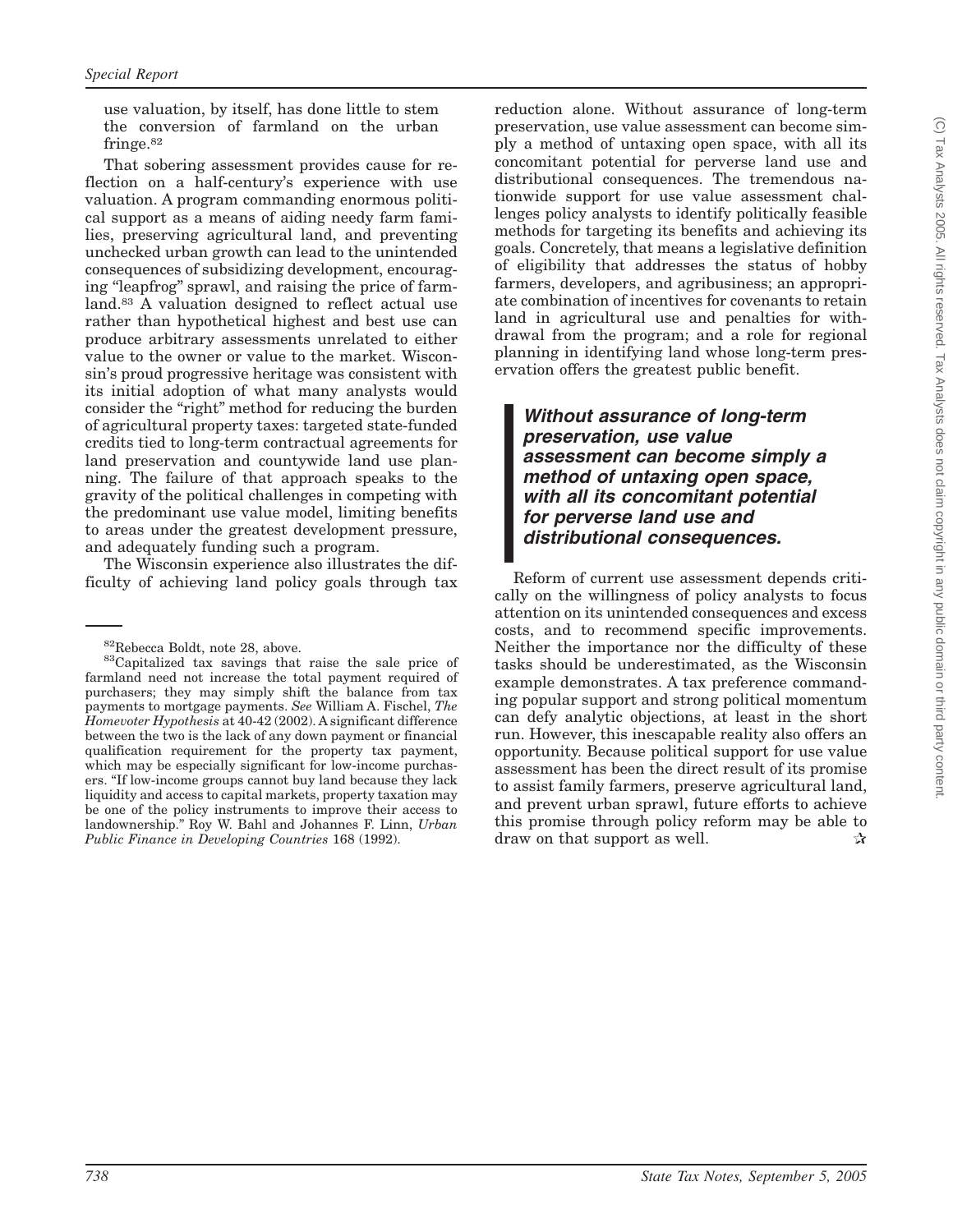use valuation, by itself, has done little to stem the conversion of farmland on the urban fringe.[82]

That sobering assessment provides cause for reflection on a half-century's experience with use valuation. A program commanding enormous political support as a means of aiding needy farm families, preserving agricultural land, and preventing unchecked urban growth can lead to the unintended consequences of subsidizing development, encouraging "leapfrog" sprawl, and raising the price of farmland.[83] A valuation designed to reflect actual use rather than hypothetical highest and best use can produce arbitrary assessments unrelated to either value to the owner or value to the market. Wisconsin's proud progressive heritage was consistent with its initial adoption of what many analysts would consider the "right" method for reducing the burden of agricultural property taxes: targeted state-funded credits tied to long-term contractual agreements for land preservation and countywide land use planning. The failure of that approach speaks to the gravity of the political challenges in competing with the predominant use value model, limiting benefits to areas under the greatest development pressure, and adequately funding such a program.

The Wisconsin experience also illustrates the difficulty of achieving land policy goals through tax reduction alone. Without assurance of long-term preservation, use value assessment can become simply a method of untaxing open space, with all its concomitant potential for perverse land use and distributional consequences. The tremendous nationwide support for use value assessment challenges policy analysts to identify politically feasible methods for targeting its benefits and achieving its goals. Concretely, that means a legislative definition of eligibility that addresses the status of hobby farmers, developers, and agribusiness; an appropriate combination of incentives for covenants to retain land in agricultural use and penalties for withdrawal from the program; and a role for regional planning in identifying land whose long-term preservation offers the greatest public benefit.

> ***Without assurance of long-term preservation, use value assessment can become simply a method of untaxing open space, with all its concomitant potential for perverse land use and distributional consequences.***

Reform of current use assessment depends critically on the willingness of policy analysts to focus attention on its unintended consequences and excess costs, and to recommend specific improvements. Neither the importance nor the difficulty of these tasks should be underestimated, as the Wisconsin example demonstrates. A tax preference commanding popular support and strong political momentum can defy analytic objections, at least in the short run. However, this inescapable reality also offers an opportunity. Because political support for use value assessment has been the direct result of its promise to assist family farmers, preserve agricultural land, and prevent urban sprawl, future efforts to achieve this promise through policy reform may be able to draw on that support as well. ✰

---

[82]Rebecca Boldt, note 28, above.

[83]Capitalized tax savings that raise the sale price of farmland need not increase the total payment required of purchasers; they may simply shift the balance from tax payments to mortgage payments. *See* William A. Fischel, *The Homevoter Hypothesis* at 40-42 (2002). A significant difference between the two is the lack of any down payment or financial qualification requirement for the property tax payment, which may be especially significant for low-income purchasers. "If low-income groups cannot buy land because they lack liquidity and access to capital markets, property taxation may be one of the policy instruments to improve their access to landownership." Roy W. Bahl and Johannes F. Linn, *Urban Public Finance in Developing Countries* 168 (1992).